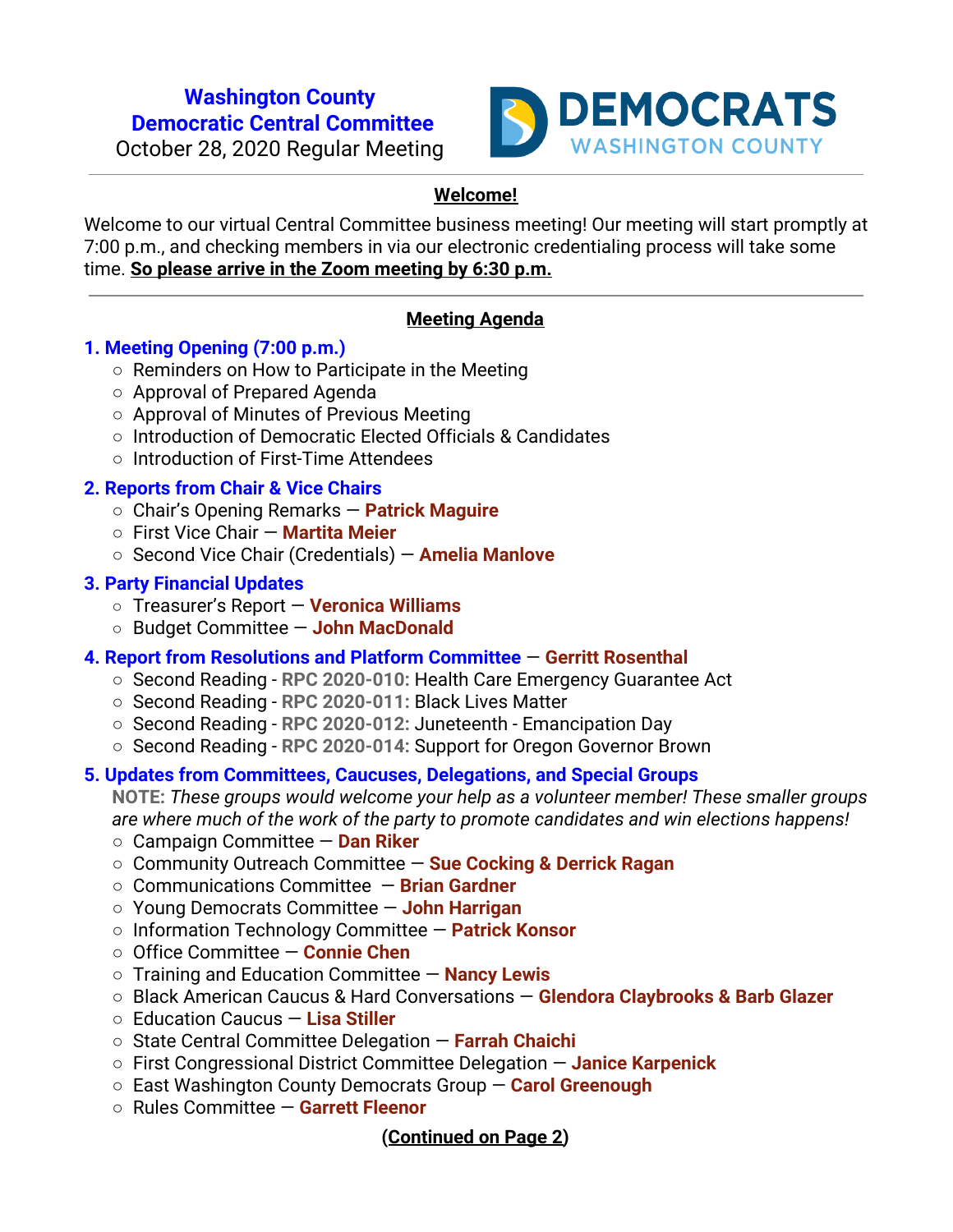# Washington County Democratic Central Committee

October 28, 2020 Regular Meeting

DEMOCRATS WASHINGTON COUNTY

---

**Welcome!**

Welcome to our virtual Central Committee business meeting! Our meeting will start promptly at 7:00 p.m., and checking members in via our electronic credentialing process will take some time. **So please arrive in the Zoom meeting by 6:30 p.m.**

---

## Meeting Agenda

### 1. Meeting Opening (7:00 p.m.)

- Reminders on How to Participate in the Meeting
- Approval of Prepared Agenda
- Approval of Minutes of Previous Meeting
- Introduction of Democratic Elected Officials & Candidates
- Introduction of First-Time Attendees

### 2. Reports from Chair & Vice Chairs

- Chair's Opening Remarks — **Patrick Maguire**
- First Vice Chair — **Martita Meier**
- Second Vice Chair (Credentials) — **Amelia Manlove**

### 3. Party Financial Updates

- Treasurer's Report — **Veronica Williams**
- Budget Committee — **John MacDonald**

### 4. Report from Resolutions and Platform Committee — **Gerritt Rosenthal**

- Second Reading - **RPC 2020-010:** Health Care Emergency Guarantee Act
- Second Reading - **RPC 2020-011:** Black Lives Matter
- Second Reading - **RPC 2020-012:** Juneteenth - Emancipation Day
- Second Reading - **RPC 2020-014:** Support for Oregon Governor Brown

### 5. Updates from Committees, Caucuses, Delegations, and Special Groups

**NOTE:** *These groups would welcome your help as a volunteer member! These smaller groups are where much of the work of the party to promote candidates and win elections happens!*

- Campaign Committee — **Dan Riker**
- Community Outreach Committee — **Sue Cocking & Derrick Ragan**
- Communications Committee — **Brian Gardner**
- Young Democrats Committee — **John Harrigan**
- Information Technology Committee — **Patrick Konsor**
- Office Committee — **Connie Chen**
- Training and Education Committee — **Nancy Lewis**
- Black American Caucus & Hard Conversations — **Glendora Claybrooks & Barb Glazer**
- Education Caucus — **Lisa Stiller**
- State Central Committee Delegation — **Farrah Chaichi**
- First Congressional District Committee Delegation — **Janice Karpenick**
- East Washington County Democrats Group — **Carol Greenough**
- Rules Committee — **Garrett Fleenor**

**(Continued on Page 2)**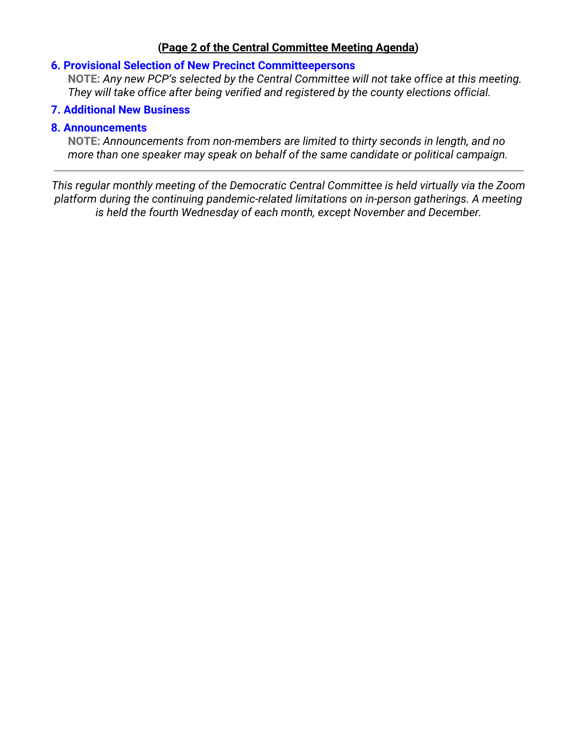**(Page 2 of the Central Committee Meeting Agenda)**

## 6. Provisional Selection of New Precinct Committeepersons

**NOTE:** *Any new PCP's selected by the Central Committee will not take office at this meeting. They will take office after being verified and registered by the county elections official.*

## 7. Additional New Business

## 8. Announcements

**NOTE:** *Announcements from non-members are limited to thirty seconds in length, and no more than one speaker may speak on behalf of the same candidate or political campaign.*

---

*This regular monthly meeting of the Democratic Central Committee is held virtually via the Zoom platform during the continuing pandemic-related limitations on in-person gatherings. A meeting is held the fourth Wednesday of each month, except November and December.*